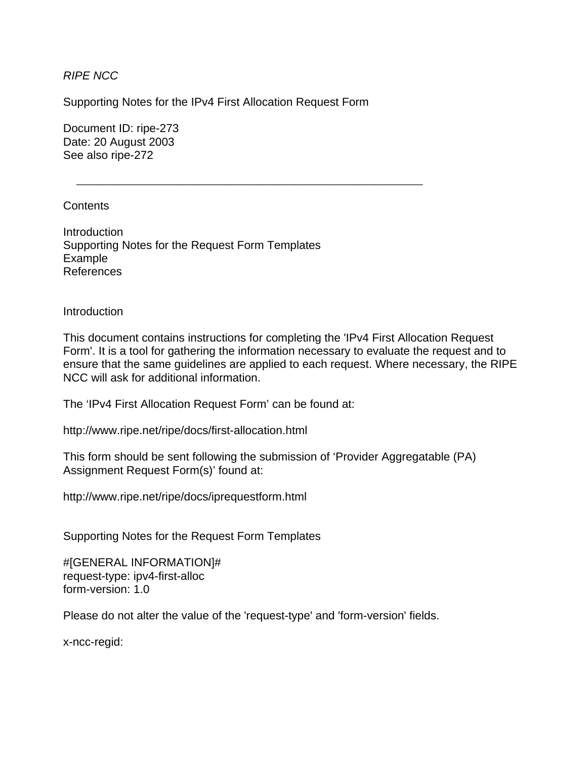*RIPE NCC*

Supporting Notes for the IPv4 First Allocation Request Form

Document ID: ripe-273
Date: 20 August 2003
See also ripe-272

---

Contents

Introduction
Supporting Notes for the Request Form Templates
Example
References

## Introduction

This document contains instructions for completing the 'IPv4 First Allocation Request Form'. It is a tool for gathering the information necessary to evaluate the request and to ensure that the same guidelines are applied to each request. Where necessary, the RIPE NCC will ask for additional information.

The 'IPv4 First Allocation Request Form' can be found at:

http://www.ripe.net/ripe/docs/first-allocation.html

This form should be sent following the submission of 'Provider Aggregatable (PA) Assignment Request Form(s)' found at:

http://www.ripe.net/ripe/docs/iprequestform.html

## Supporting Notes for the Request Form Templates

```
#[GENERAL INFORMATION]#
request-type: ipv4-first-alloc
form-version: 1.0
```

Please do not alter the value of the 'request-type' and 'form-version' fields.

```
x-ncc-regid:
```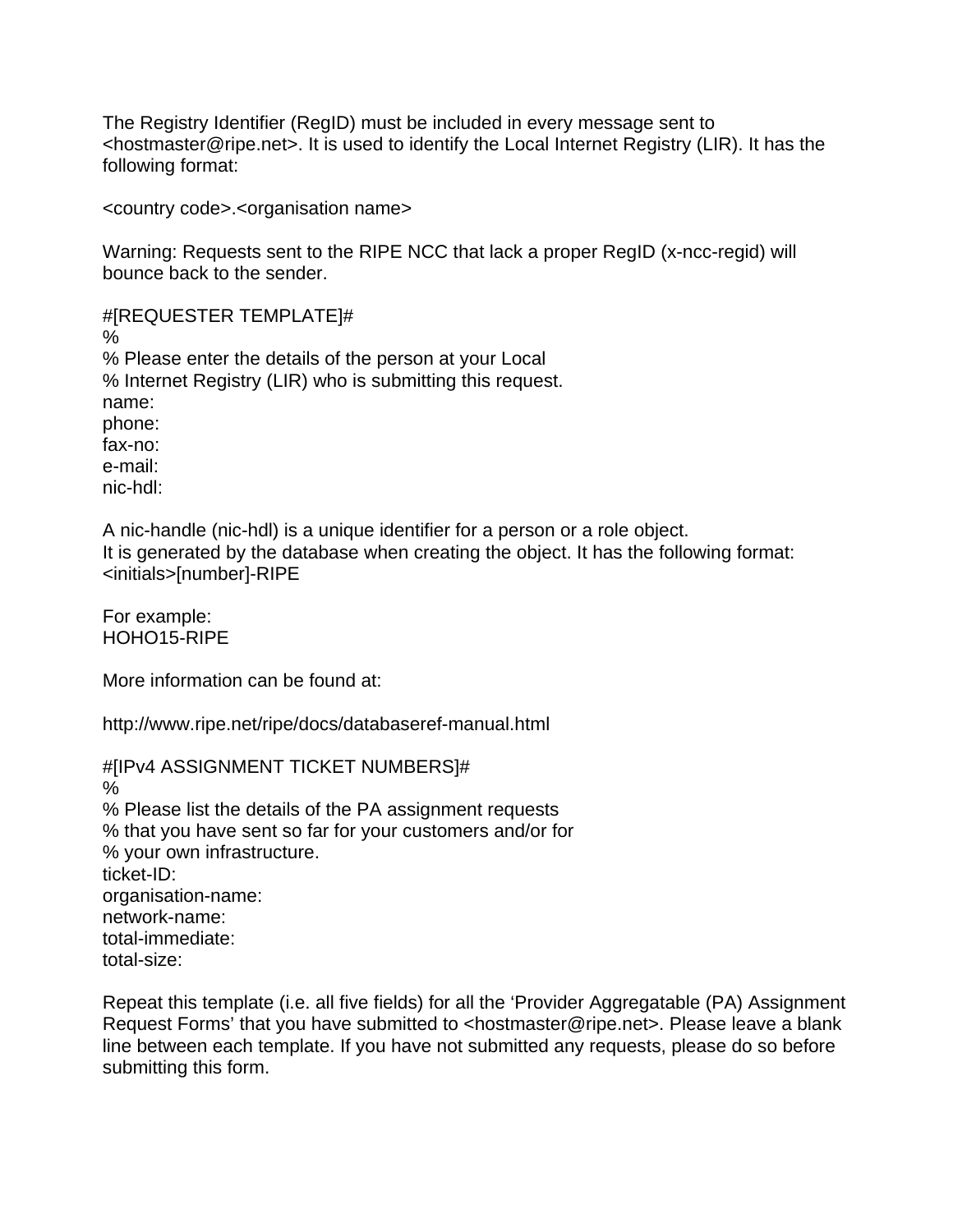The Registry Identifier (RegID) must be included in every message sent to <hostmaster@ripe.net>. It is used to identify the Local Internet Registry (LIR). It has the following format:

<country code>.<organisation name>

Warning: Requests sent to the RIPE NCC that lack a proper RegID (x-ncc-regid) will bounce back to the sender.

```
#[REQUESTER TEMPLATE]#
%
% Please enter the details of the person at your Local
% Internet Registry (LIR) who is submitting this request.
name:
phone:
fax-no:
e-mail:
nic-hdl:
```

A nic-handle (nic-hdl) is a unique identifier for a person or a role object.
It is generated by the database when creating the object. It has the following format:
<initials>[number]-RIPE

For example:
HOHO15-RIPE

More information can be found at:

http://www.ripe.net/ripe/docs/databaseref-manual.html

```
#[IPv4 ASSIGNMENT TICKET NUMBERS]#
%
% Please list the details of the PA assignment requests
% that you have sent so far for your customers and/or for
% your own infrastructure.
ticket-ID:
organisation-name:
network-name:
total-immediate:
total-size:
```

Repeat this template (i.e. all five fields) for all the 'Provider Aggregatable (PA) Assignment Request Forms' that you have submitted to <hostmaster@ripe.net>. Please leave a blank line between each template. If you have not submitted any requests, please do so before submitting this form.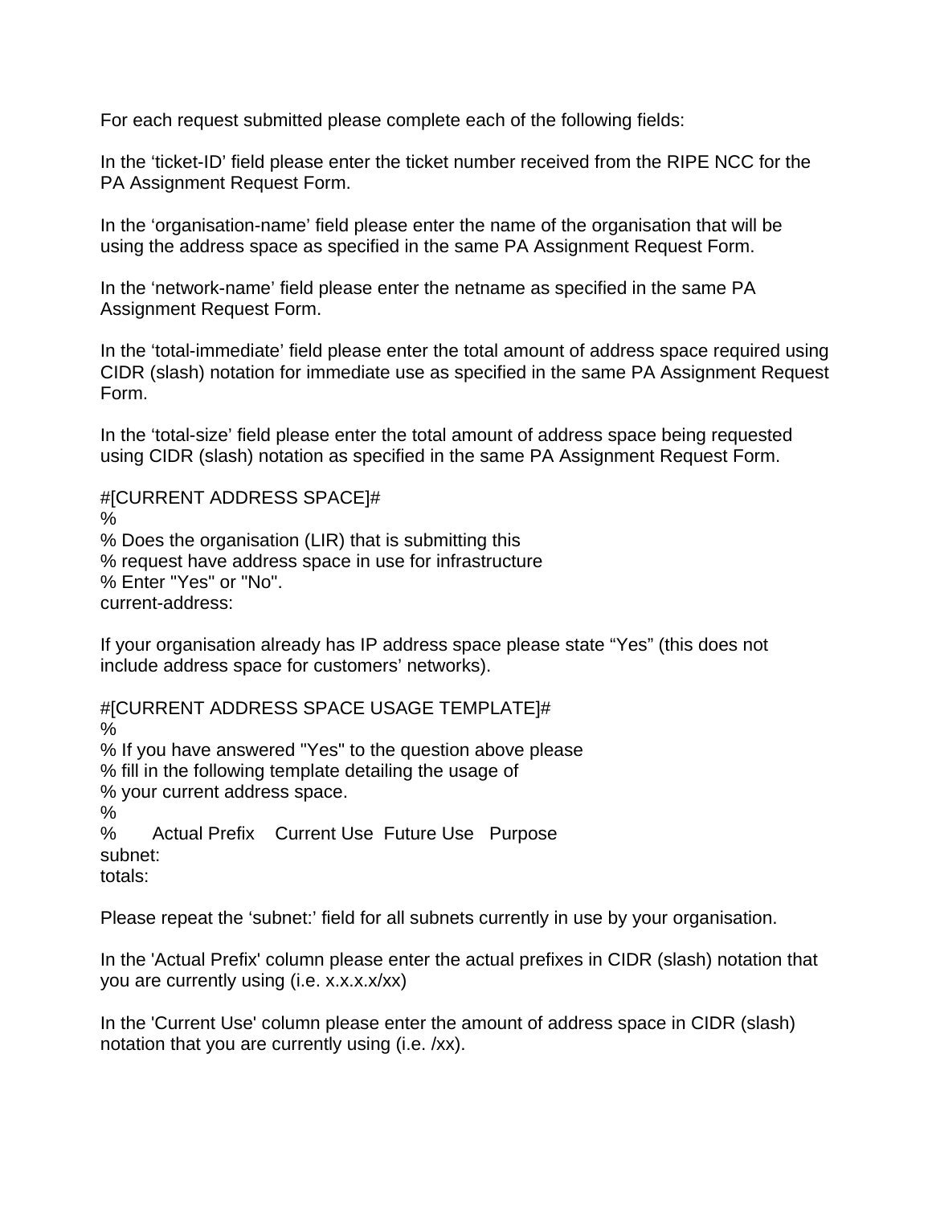For each request submitted please complete each of the following fields:

In the ‘ticket-ID’ field please enter the ticket number received from the RIPE NCC for the PA Assignment Request Form.

In the ‘organisation-name’ field please enter the name of the organisation that will be using the address space as specified in the same PA Assignment Request Form.

In the ‘network-name’ field please enter the netname as specified in the same PA Assignment Request Form.

In the ‘total-immediate’ field please enter the total amount of address space required using CIDR (slash) notation for immediate use as specified in the same PA Assignment Request Form.

In the ‘total-size’ field please enter the total amount of address space being requested using CIDR (slash) notation as specified in the same PA Assignment Request Form.

```
#[CURRENT ADDRESS SPACE]#
%
% Does the organisation (LIR) that is submitting this
% request have address space in use for infrastructure
% Enter "Yes" or "No".
current-address:
```

If your organisation already has IP address space please state “Yes” (this does not include address space for customers’ networks).

```
#[CURRENT ADDRESS SPACE USAGE TEMPLATE]#
%
% If you have answered "Yes" to the question above please
% fill in the following template detailing the usage of
% your current address space.
%
%       Actual Prefix    Current Use  Future Use   Purpose
subnet:
totals:
```

Please repeat the ‘subnet:’ field for all subnets currently in use by your organisation.

In the 'Actual Prefix' column please enter the actual prefixes in CIDR (slash) notation that you are currently using (i.e. x.x.x.x/xx)

In the 'Current Use' column please enter the amount of address space in CIDR (slash) notation that you are currently using (i.e. /xx).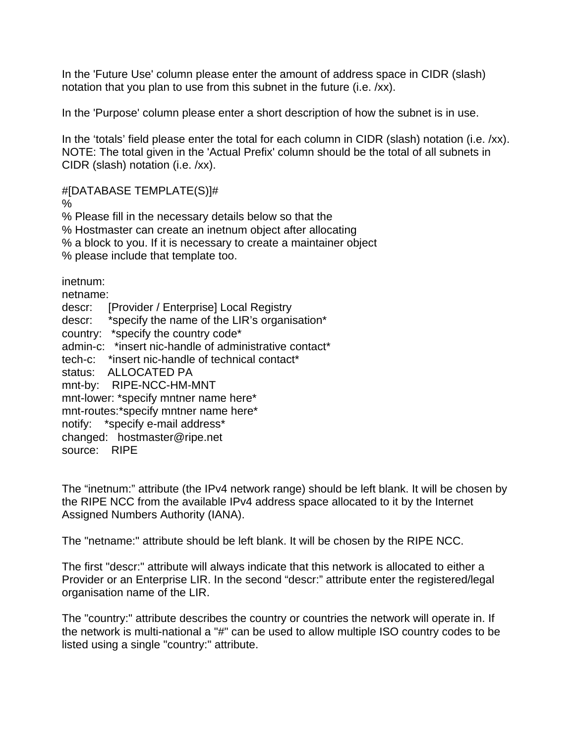In the 'Future Use' column please enter the amount of address space in CIDR (slash) notation that you plan to use from this subnet in the future (i.e. /xx).

In the 'Purpose' column please enter a short description of how the subnet is in use.

In the ‘totals’ field please enter the total for each column in CIDR (slash) notation (i.e. /xx). NOTE: The total given in the 'Actual Prefix' column should be the total of all subnets in CIDR (slash) notation (i.e. /xx).

```
#[DATABASE TEMPLATE(S)]#
%
% Please fill in the necessary details below so that the
% Hostmaster can create an inetnum object after allocating
% a block to you. If it is necessary to create a maintainer object
% please include that template too.

inetnum:
netname:
descr:     [Provider / Enterprise] Local Registry
descr:     *specify the name of the LIR’s organisation*
country:   *specify the country code*
admin-c:   *insert nic-handle of administrative contact*
tech-c:    *insert nic-handle of technical contact*
status:    ALLOCATED PA
mnt-by:    RIPE-NCC-HM-MNT
mnt-lower: *specify mntner name here*
mnt-routes:*specify mntner name here*
notify:    *specify e-mail address*
changed:   hostmaster@ripe.net
source:    RIPE
```

The “inetnum:” attribute (the IPv4 network range) should be left blank. It will be chosen by the RIPE NCC from the available IPv4 address space allocated to it by the Internet Assigned Numbers Authority (IANA).

The "netname:" attribute should be left blank. It will be chosen by the RIPE NCC.

The first "descr:" attribute will always indicate that this network is allocated to either a Provider or an Enterprise LIR. In the second “descr:” attribute enter the registered/legal organisation name of the LIR.

The "country:" attribute describes the country or countries the network will operate in. If the network is multi-national a "#" can be used to allow multiple ISO country codes to be listed using a single "country:" attribute.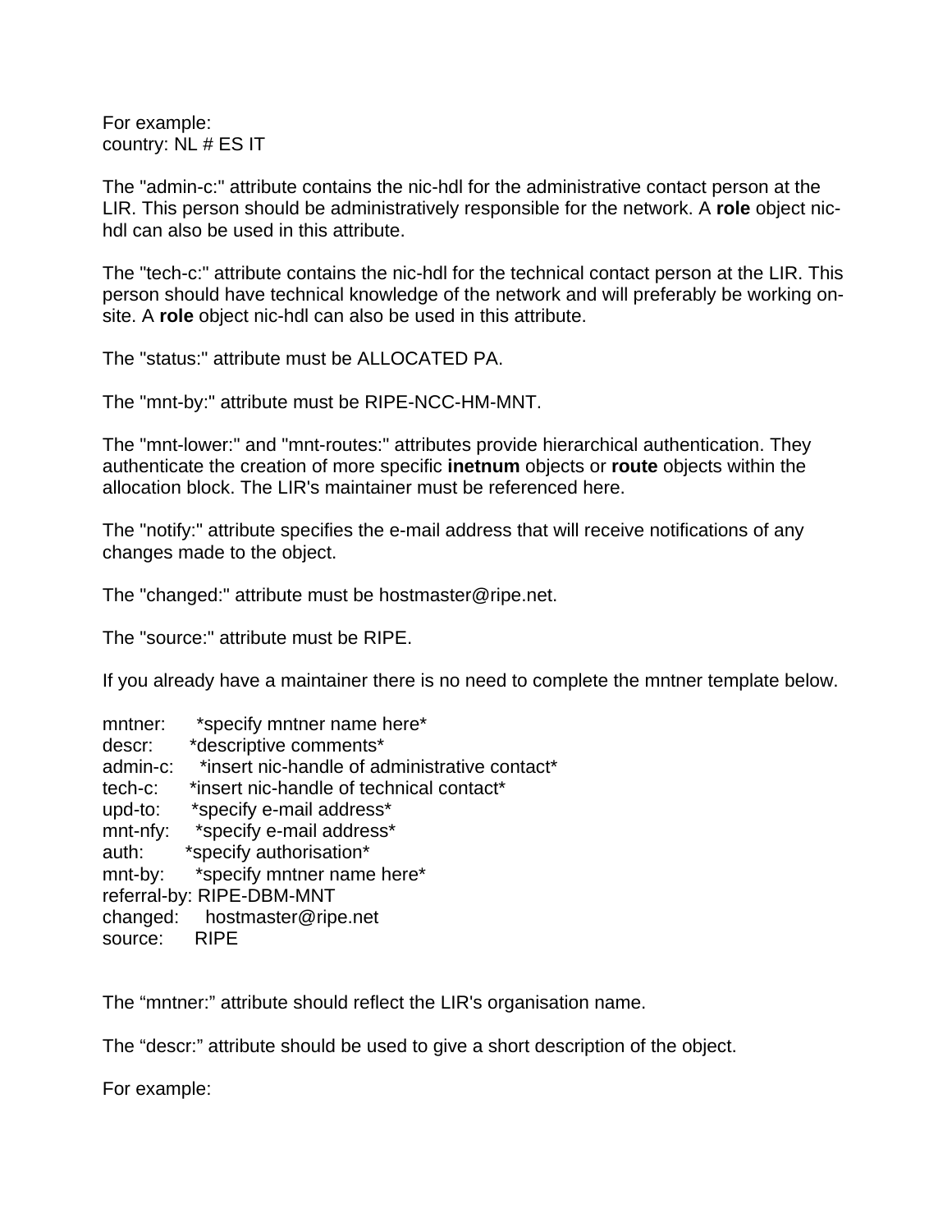For example:
country: NL # ES IT

The "admin-c:" attribute contains the nic-hdl for the administrative contact person at the LIR. This person should be administratively responsible for the network. A **role** object nic-hdl can also be used in this attribute.

The "tech-c:" attribute contains the nic-hdl for the technical contact person at the LIR. This person should have technical knowledge of the network and will preferably be working on-site. A **role** object nic-hdl can also be used in this attribute.

The "status:" attribute must be ALLOCATED PA.

The "mnt-by:" attribute must be RIPE-NCC-HM-MNT.

The "mnt-lower:" and "mnt-routes:" attributes provide hierarchical authentication. They authenticate the creation of more specific **inetnum** objects or **route** objects within the allocation block. The LIR's maintainer must be referenced here.

The "notify:" attribute specifies the e-mail address that will receive notifications of any changes made to the object.

The "changed:" attribute must be hostmaster@ripe.net.

The "source:" attribute must be RIPE.

If you already have a maintainer there is no need to complete the mntner template below.

```
mntner:      *specify mntner name here*
descr:       *descriptive comments*
admin-c:     *insert nic-handle of administrative contact*
tech-c:      *insert nic-handle of technical contact*
upd-to:      *specify e-mail address*
mnt-nfy:     *specify e-mail address*
auth:        *specify authorisation*
mnt-by:      *specify mntner name here*
referral-by: RIPE-DBM-MNT
changed:     hostmaster@ripe.net
source:      RIPE
```

The “mntner:” attribute should reflect the LIR's organisation name.

The “descr:” attribute should be used to give a short description of the object.

For example: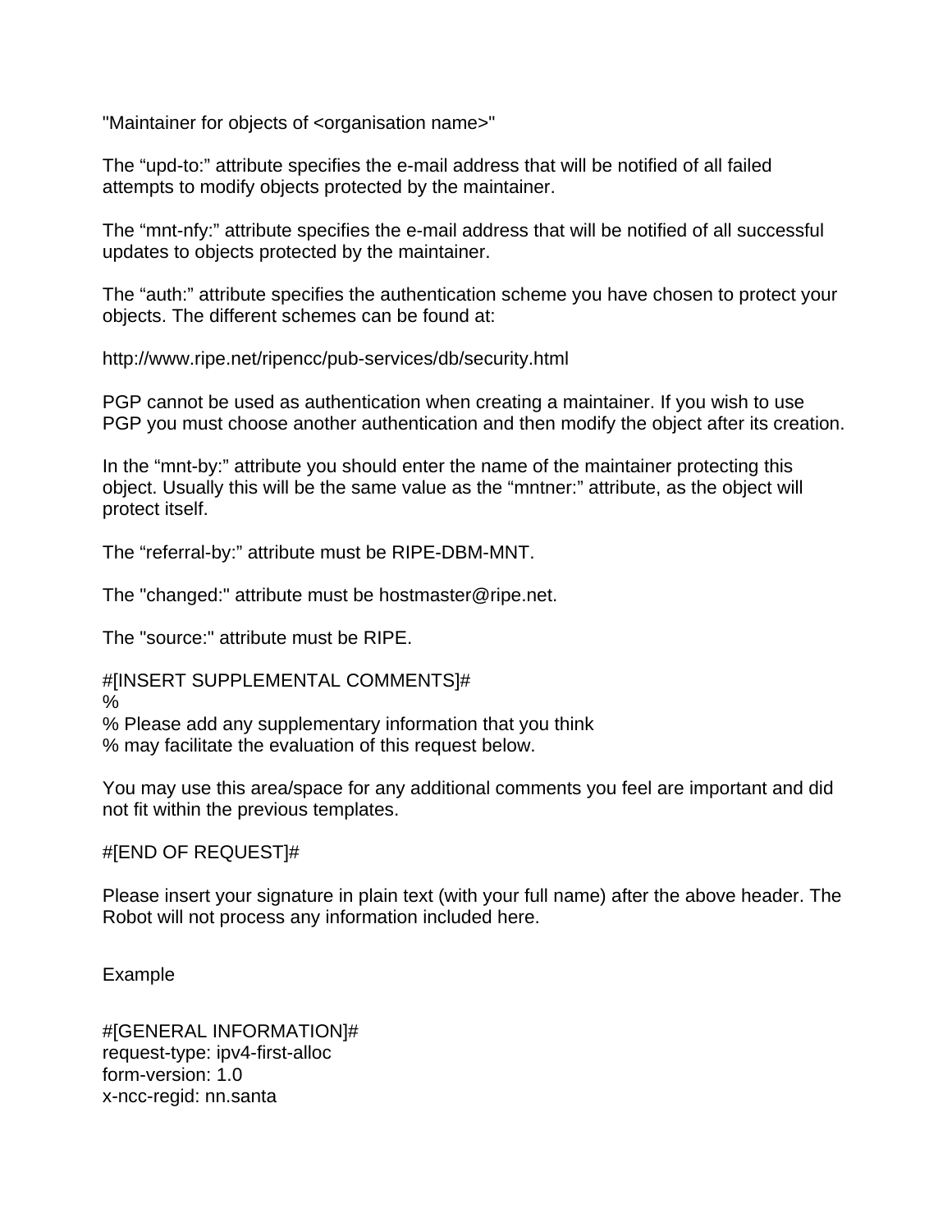"Maintainer for objects of <organisation name>"

The “upd-to:” attribute specifies the e-mail address that will be notified of all failed attempts to modify objects protected by the maintainer.

The “mnt-nfy:” attribute specifies the e-mail address that will be notified of all successful updates to objects protected by the maintainer.

The “auth:” attribute specifies the authentication scheme you have chosen to protect your objects. The different schemes can be found at:

http://www.ripe.net/ripencc/pub-services/db/security.html

PGP cannot be used as authentication when creating a maintainer. If you wish to use PGP you must choose another authentication and then modify the object after its creation.

In the “mnt-by:” attribute you should enter the name of the maintainer protecting this object. Usually this will be the same value as the “mntner:” attribute, as the object will protect itself.

The “referral-by:” attribute must be RIPE-DBM-MNT.

The "changed:" attribute must be hostmaster@ripe.net.

The "source:" attribute must be RIPE.

#[INSERT SUPPLEMENTAL COMMENTS]#
%
% Please add any supplementary information that you think
% may facilitate the evaluation of this request below.

You may use this area/space for any additional comments you feel are important and did not fit within the previous templates.

#[END OF REQUEST]#

Please insert your signature in plain text (with your full name) after the above header. The Robot will not process any information included here.

Example

#[GENERAL INFORMATION]#
request-type: ipv4-first-alloc
form-version: 1.0
x-ncc-regid: nn.santa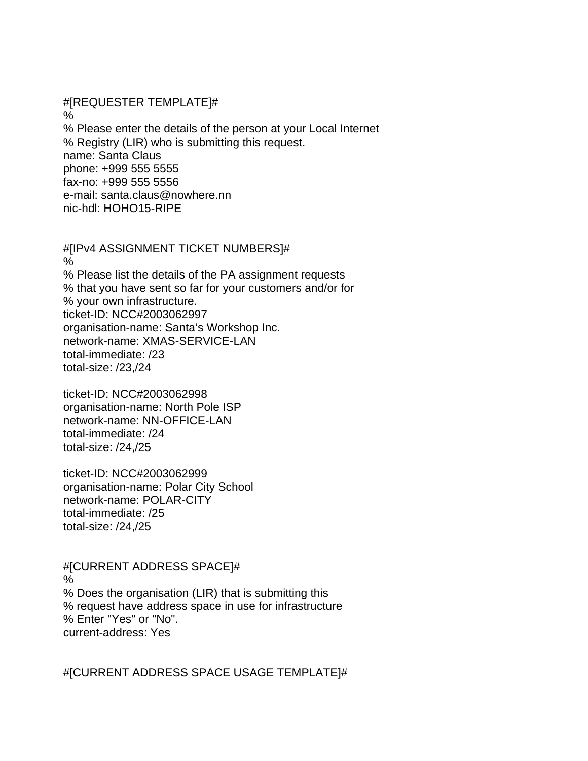#[REQUESTER TEMPLATE]#
%
% Please enter the details of the person at your Local Internet
% Registry (LIR) who is submitting this request.
name: Santa Claus
phone: +999 555 5555
fax-no: +999 555 5556
e-mail: santa.claus@nowhere.nn
nic-hdl: HOHO15-RIPE

#[IPv4 ASSIGNMENT TICKET NUMBERS]#
%
% Please list the details of the PA assignment requests
% that you have sent so far for your customers and/or for
% your own infrastructure.
ticket-ID: NCC#2003062997
organisation-name: Santa's Workshop Inc.
network-name: XMAS-SERVICE-LAN
total-immediate: /23
total-size: /23,/24

ticket-ID: NCC#2003062998
organisation-name: North Pole ISP
network-name: NN-OFFICE-LAN
total-immediate: /24
total-size: /24,/25

ticket-ID: NCC#2003062999
organisation-name: Polar City School
network-name: POLAR-CITY
total-immediate: /25
total-size: /24,/25

#[CURRENT ADDRESS SPACE]#
%
% Does the organisation (LIR) that is submitting this
% request have address space in use for infrastructure
% Enter "Yes" or "No".
current-address: Yes

#[CURRENT ADDRESS SPACE USAGE TEMPLATE]#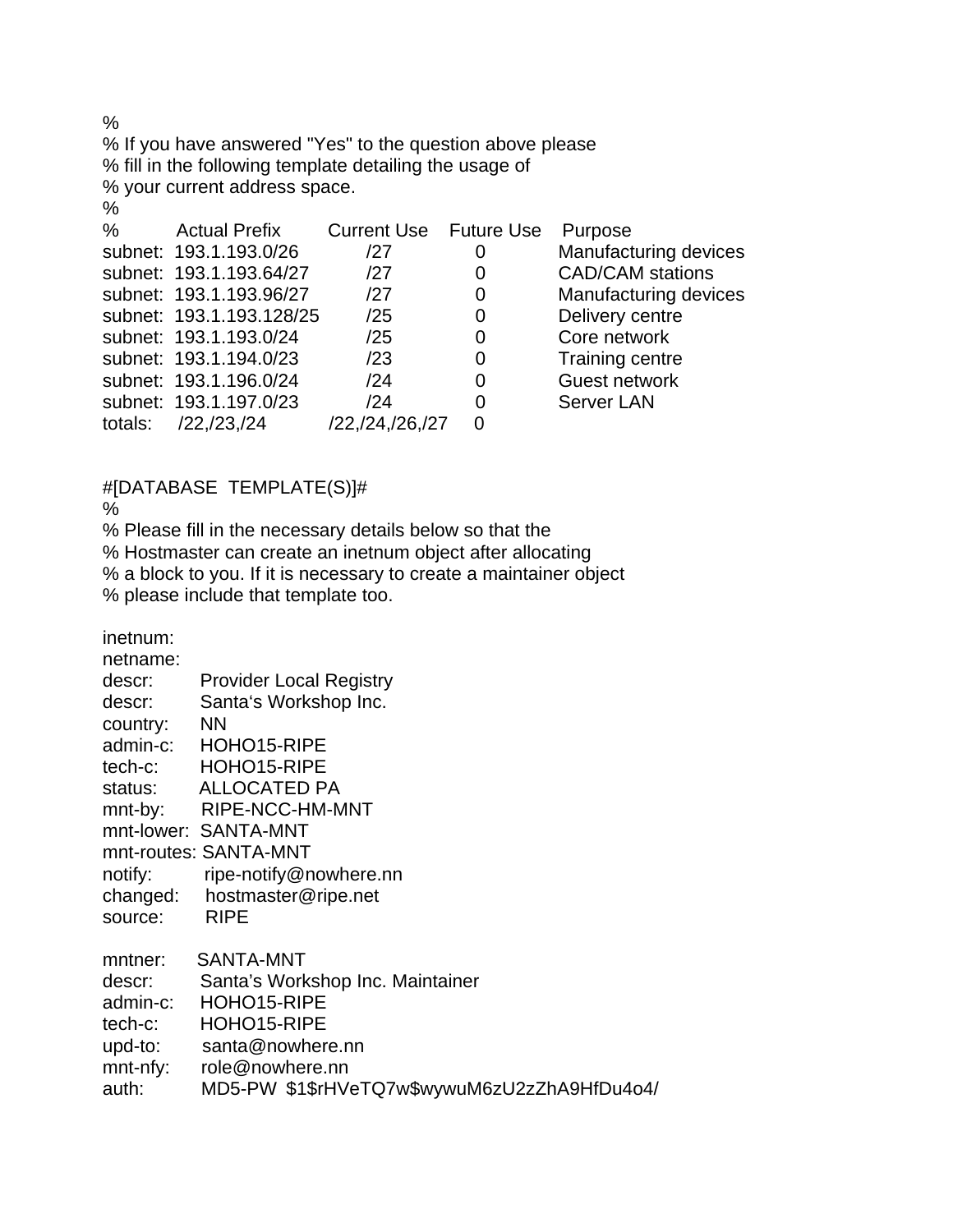```
%
% If you have answered "Yes" to the question above please
% fill in the following template detailing the usage of
% your current address space.
%
%         Actual Prefix        Current Use    Future Use    Purpose
subnet:  193.1.193.0/26          /27             0          Manufacturing devices
subnet:  193.1.193.64/27         /27             0          CAD/CAM stations
subnet:  193.1.193.96/27         /27             0          Manufacturing devices
subnet:  193.1.193.128/25        /25             0          Delivery centre
subnet:  193.1.193.0/24          /25             0          Core network
subnet:  193.1.194.0/23          /23             0          Training centre
subnet:  193.1.196.0/24          /24             0          Guest network
subnet:  193.1.197.0/23          /24             0          Server LAN
totals:    /22,/23,/24         /22,/24,/26,/27   0


#[DATABASE  TEMPLATE(S)]#
%
% Please fill in the necessary details below so that the
% Hostmaster can create an inetnum object after allocating
% a block to you. If it is necessary to create a maintainer object
% please include that template too.

inetnum:
netname:
descr:        Provider Local Registry
descr:        Santa's Workshop Inc.
country:      NN
admin-c:      HOHO15-RIPE
tech-c:       HOHO15-RIPE
status:       ALLOCATED PA
mnt-by:       RIPE-NCC-HM-MNT
mnt-lower:    SANTA-MNT
mnt-routes:   SANTA-MNT
notify:       ripe-notify@nowhere.nn
changed:      hostmaster@ripe.net
source:       RIPE

mntner:       SANTA-MNT
descr:        Santa's Workshop Inc. Maintainer
admin-c:      HOHO15-RIPE
tech-c:       HOHO15-RIPE
upd-to:       santa@nowhere.nn
mnt-nfy:      role@nowhere.nn
auth:         MD5-PW  $1$rHVeTQ7w$wywuM6zU2zZhA9HfDu4o4/
```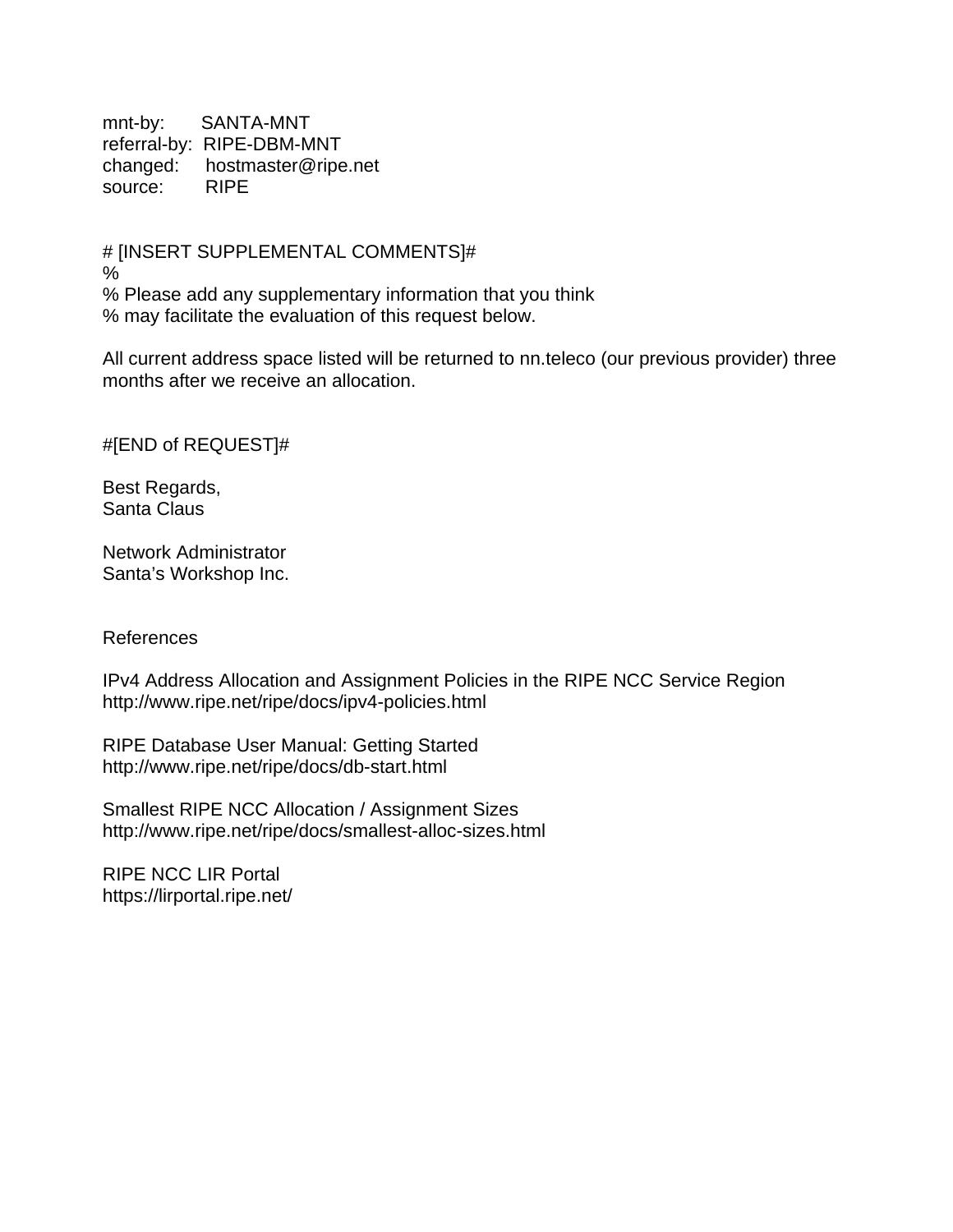```
mnt-by:       SANTA-MNT
referral-by:  RIPE-DBM-MNT
changed:      hostmaster@ripe.net
source:       RIPE
```

# [INSERT SUPPLEMENTAL COMMENTS]#
%
% Please add any supplementary information that you think
% may facilitate the evaluation of this request below.

All current address space listed will be returned to nn.teleco (our previous provider) three months after we receive an allocation.

#[END of REQUEST]#

Best Regards,
Santa Claus

Network Administrator
Santa's Workshop Inc.

References

IPv4 Address Allocation and Assignment Policies in the RIPE NCC Service Region
http://www.ripe.net/ripe/docs/ipv4-policies.html

RIPE Database User Manual: Getting Started
http://www.ripe.net/ripe/docs/db-start.html

Smallest RIPE NCC Allocation / Assignment Sizes
http://www.ripe.net/ripe/docs/smallest-alloc-sizes.html

RIPE NCC LIR Portal
https://lirportal.ripe.net/